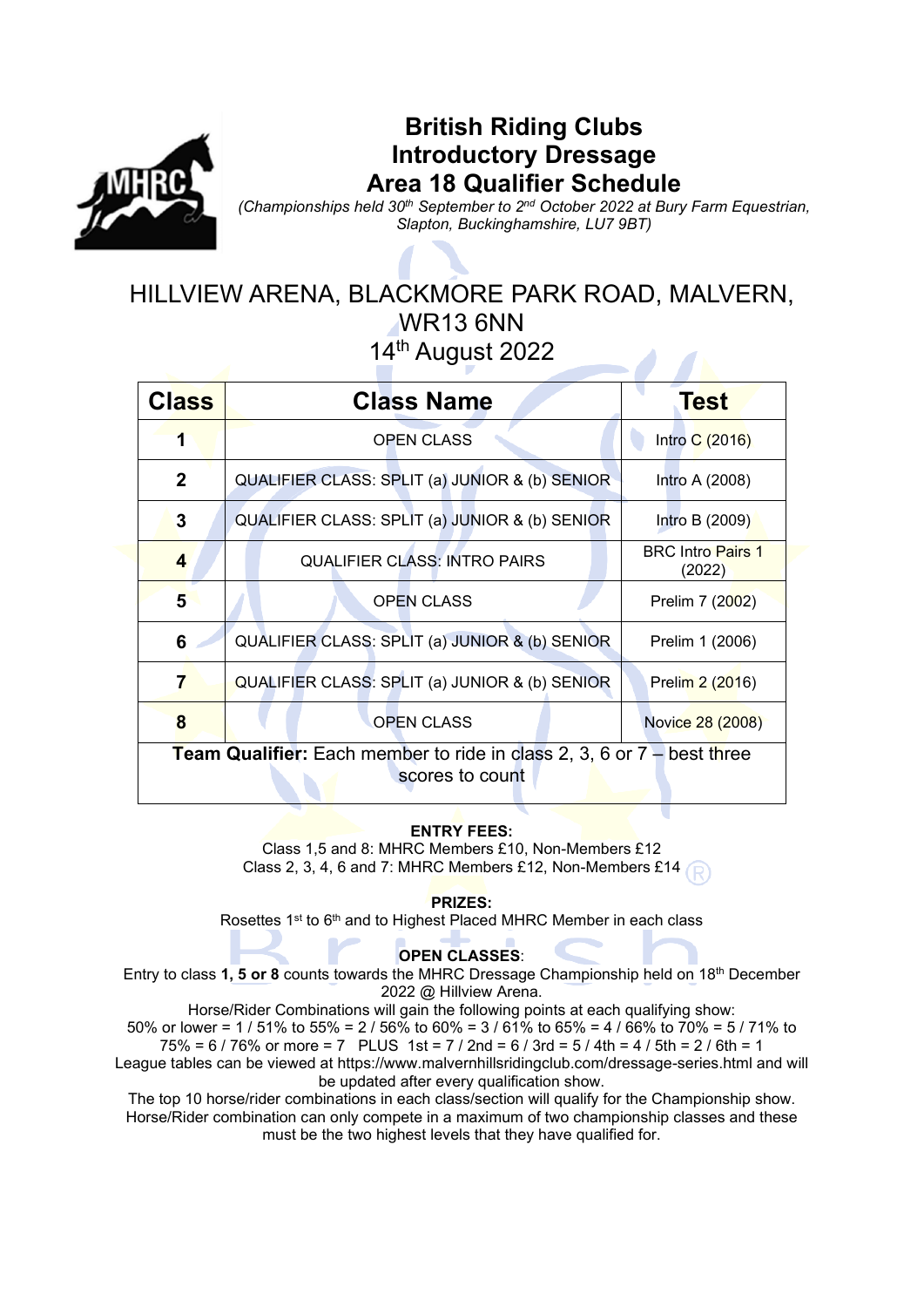# British Riding Clubs
# Introductory Dressage
# Area 18 Qualifier Schedule

*(Championships held 30th September to 2nd October 2022 at Bury Farm Equestrian, Slapton, Buckinghamshire, LU7 9BT)*

## HILLVIEW ARENA, BLACKMORE PARK ROAD, MALVERN, WR13 6NN
## 14th August 2022

| Class | Class Name | Test |
|---|---|---|
| **1** | OPEN CLASS | Intro C (2016) |
| **2** | QUALIFIER CLASS: SPLIT (a) JUNIOR & (b) SENIOR | Intro A (2008) |
| **3** | QUALIFIER CLASS: SPLIT (a) JUNIOR & (b) SENIOR | Intro B (2009) |
| **4** | QUALIFIER CLASS: INTRO PAIRS | BRC Intro Pairs 1 (2022) |
| **5** | OPEN CLASS | Prelim 7 (2002) |
| **6** | QUALIFIER CLASS: SPLIT (a) JUNIOR & (b) SENIOR | Prelim 1 (2006) |
| **7** | QUALIFIER CLASS: SPLIT (a) JUNIOR & (b) SENIOR | Prelim 2 (2016) |
| **8** | OPEN CLASS | Novice 28 (2008) |
| **Team Qualifier:** Each member to ride in class 2, 3, 6 or 7 – best three scores to count | | |

**ENTRY FEES:**

Class 1,5 and 8: MHRC Members £10, Non-Members £12

Class 2, 3, 4, 6 and 7: MHRC Members £12, Non-Members £14

**PRIZES:**

Rosettes 1st to 6th and to Highest Placed MHRC Member in each class

**OPEN CLASSES**:

Entry to class **1, 5 or 8** counts towards the MHRC Dressage Championship held on 18th December 2022 @ Hillview Arena.

Horse/Rider Combinations will gain the following points at each qualifying show:

50% or lower = 1 / 51% to 55% = 2 / 56% to 60% = 3 / 61% to 65% = 4 / 66% to 70% = 5 / 71% to 75% = 6 / 76% or more = 7 PLUS 1st = 7 / 2nd = 6 / 3rd = 5 / 4th = 4 / 5th = 2 / 6th = 1

League tables can be viewed at https://www.malvernhillsridingclub.com/dressage-series.html and will be updated after every qualification show.

The top 10 horse/rider combinations in each class/section will qualify for the Championship show.

Horse/Rider combination can only compete in a maximum of two championship classes and these must be the two highest levels that they have qualified for.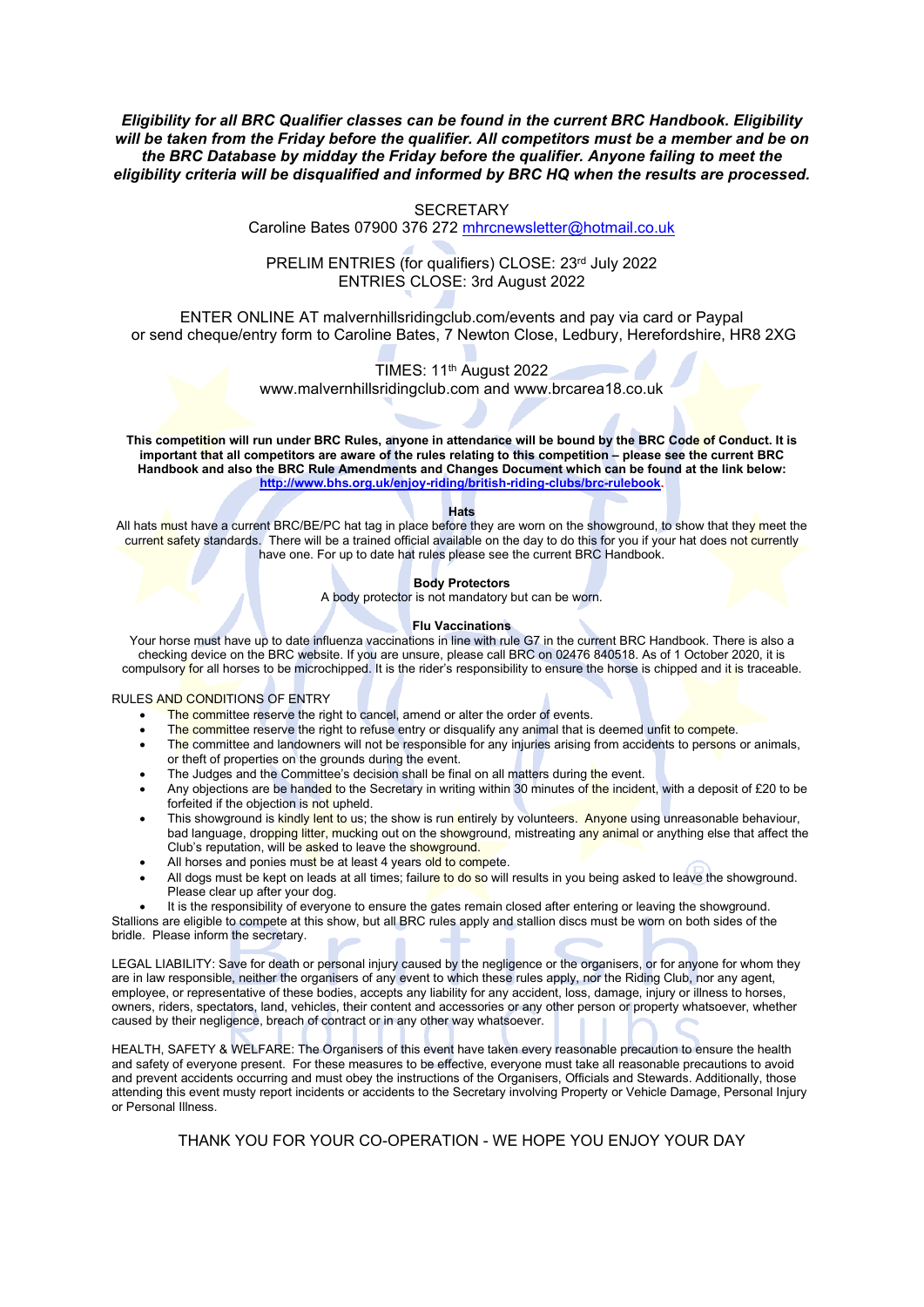***Eligibility for all BRC Qualifier classes can be found in the current BRC Handbook. Eligibility will be taken from the Friday before the qualifier. All competitors must be a member and be on the BRC Database by midday the Friday before the qualifier. Anyone failing to meet the eligibility criteria will be disqualified and informed by BRC HQ when the results are processed.***

SECRETARY
Caroline Bates 07900 376 272 mhrcnewsletter@hotmail.co.uk

PRELIM ENTRIES (for qualifiers) CLOSE: 23rd July 2022
ENTRIES CLOSE: 3rd August 2022

ENTER ONLINE AT malvernhillsridingclub.com/events and pay via card or Paypal
or send cheque/entry form to Caroline Bates, 7 Newton Close, Ledbury, Herefordshire, HR8 2XG

TIMES: 11th August 2022
www.malvernhillsridingclub.com and www.brcarea18.co.uk

**This competition will run under BRC Rules, anyone in attendance will be bound by the BRC Code of Conduct. It is important that all competitors are aware of the rules relating to this competition – please see the current BRC Handbook and also the BRC Rule Amendments and Changes Document which can be found at the link below: http://www.bhs.org.uk/enjoy-riding/british-riding-clubs/brc-rulebook.**

**Hats**

All hats must have a current BRC/BE/PC hat tag in place before they are worn on the showground, to show that they meet the current safety standards. There will be a trained official available on the day to do this for you if your hat does not currently have one. For up to date hat rules please see the current BRC Handbook.

**Body Protectors**

A body protector is not mandatory but can be worn.

**Flu Vaccinations**

Your horse must have up to date influenza vaccinations in line with rule G7 in the current BRC Handbook. There is also a checking device on the BRC website. If you are unsure, please call BRC on 02476 840518. As of 1 October 2020, it is compulsory for all horses to be microchipped. It is the rider's responsibility to ensure the horse is chipped and it is traceable.

RULES AND CONDITIONS OF ENTRY

- The committee reserve the right to cancel, amend or alter the order of events.
- The committee reserve the right to refuse entry or disqualify any animal that is deemed unfit to compete.
- The committee and landowners will not be responsible for any injuries arising from accidents to persons or animals, or theft of properties on the grounds during the event.
- The Judges and the Committee's decision shall be final on all matters during the event.
- Any objections are be handed to the Secretary in writing within 30 minutes of the incident, with a deposit of £20 to be forfeited if the objection is not upheld.
- This showground is kindly lent to us; the show is run entirely by volunteers. Anyone using unreasonable behaviour, bad language, dropping litter, mucking out on the showground, mistreating any animal or anything else that affect the Club's reputation, will be asked to leave the showground.
- All horses and ponies must be at least 4 years old to compete.
- All dogs must be kept on leads at all times; failure to do so will results in you being asked to leave the showground. Please clear up after your dog.
- It is the responsibility of everyone to ensure the gates remain closed after entering or leaving the showground.

Stallions are eligible to compete at this show, but all BRC rules apply and stallion discs must be worn on both sides of the bridle. Please inform the secretary.

LEGAL LIABILITY: Save for death or personal injury caused by the negligence or the organisers, or for anyone for whom they are in law responsible, neither the organisers of any event to which these rules apply, nor the Riding Club, nor any agent, employee, or representative of these bodies, accepts any liability for any accident, loss, damage, injury or illness to horses, owners, riders, spectators, land, vehicles, their content and accessories or any other person or property whatsoever, whether caused by their negligence, breach of contract or in any other way whatsoever.

HEALTH, SAFETY & WELFARE: The Organisers of this event have taken every reasonable precaution to ensure the health and safety of everyone present. For these measures to be effective, everyone must take all reasonable precautions to avoid and prevent accidents occurring and must obey the instructions of the Organisers, Officials and Stewards. Additionally, those attending this event musty report incidents or accidents to the Secretary involving Property or Vehicle Damage, Personal Injury or Personal Illness.

THANK YOU FOR YOUR CO-OPERATION - WE HOPE YOU ENJOY YOUR DAY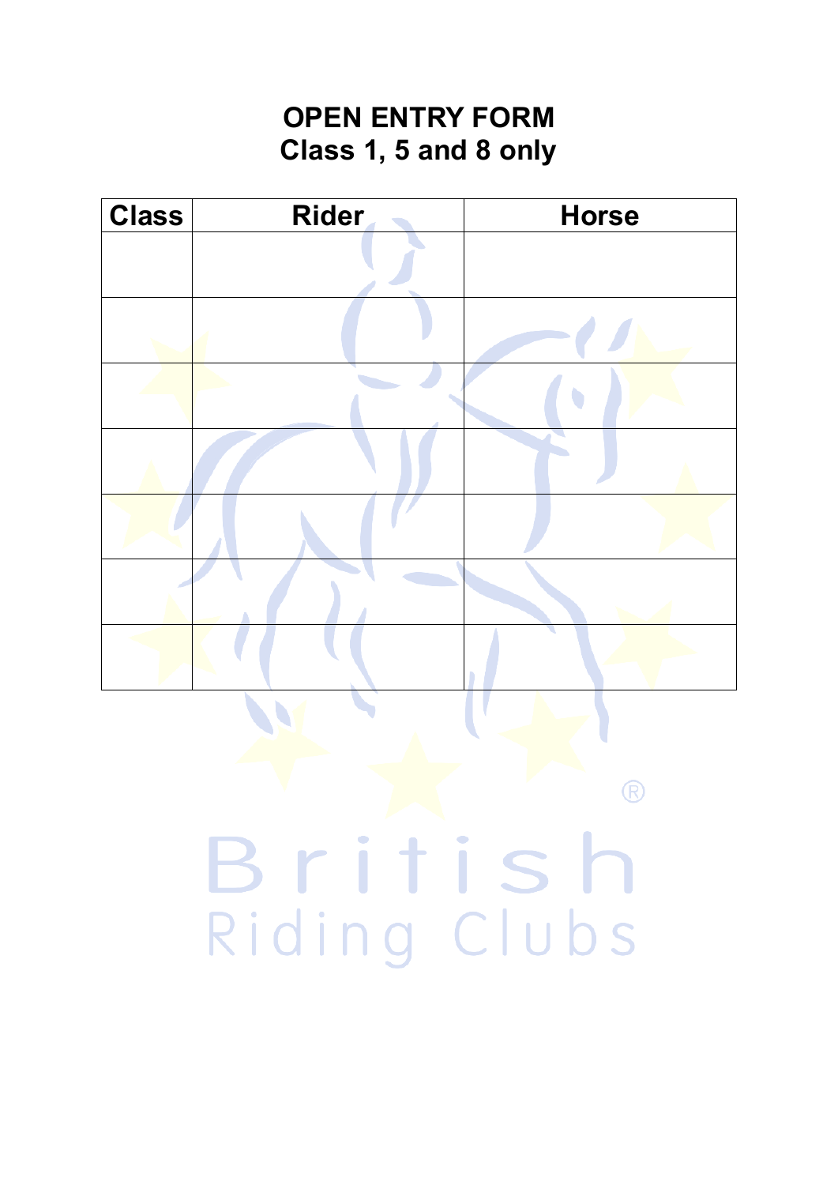# OPEN ENTRY FORM
## Class 1, 5 and 8 only

| Class | Rider | Horse |
|---|---|---|
| | | |
| | | |
| | | |
| | | |
| | | |
| | | |
| | | |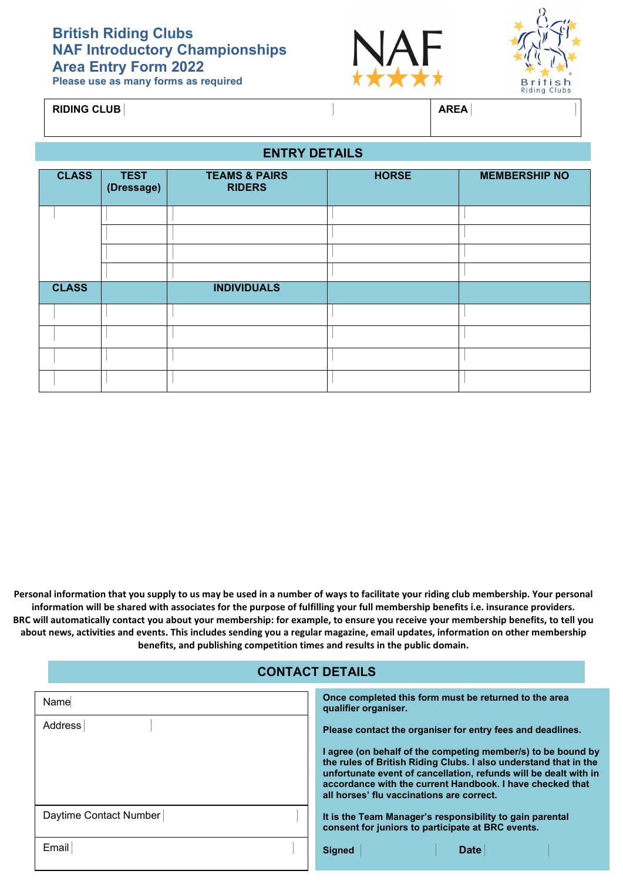# British Riding Clubs
# NAF Introductory Championships
# Area Entry Form 2022

**Please use as many forms as required**

| RIDING CLUB | AREA |
|---|---|
| | |

## ENTRY DETAILS

| CLASS | TEST (Dressage) | TEAMS & PAIRS RIDERS | HORSE | MEMBERSHIP NO |
|---|---|---|---|---|
| | | | | |
| | | | | |
| | | | | |
| | | | | |
| **CLASS** | | **INDIVIDUALS** | | |
| | | | | |
| | | | | |
| | | | | |
| | | | | |

**Personal information that you supply to us may be used in a number of ways to facilitate your riding club membership. Your personal information will be shared with associates for the purpose of fulfilling your full membership benefits i.e. insurance providers. BRC will automatically contact you about your membership: for example, to ensure you receive your membership benefits, to tell you about news, activities and events. This includes sending you a regular magazine, email updates, information on other membership benefits, and publishing competition times and results in the public domain.**

## CONTACT DETAILS

| | |
|---|---|
| Name | |
| Address | |
| Daytime Contact Number | |
| Email | |

**Once completed this form must be returned to the area qualifier organiser.**

**Please contact the organiser for entry fees and deadlines.**

**I agree (on behalf of the competing member/s) to be bound by the rules of British Riding Clubs. I also understand that in the unfortunate event of cancellation, refunds will be dealt with in accordance with the current Handbook. I have checked that all horses' flu vaccinations are correct.**

**It is the Team Manager's responsibility to gain parental consent for juniors to participate at BRC events.**

**Signed** &nbsp;&nbsp;&nbsp;&nbsp;&nbsp;&nbsp;&nbsp;&nbsp; **Date**